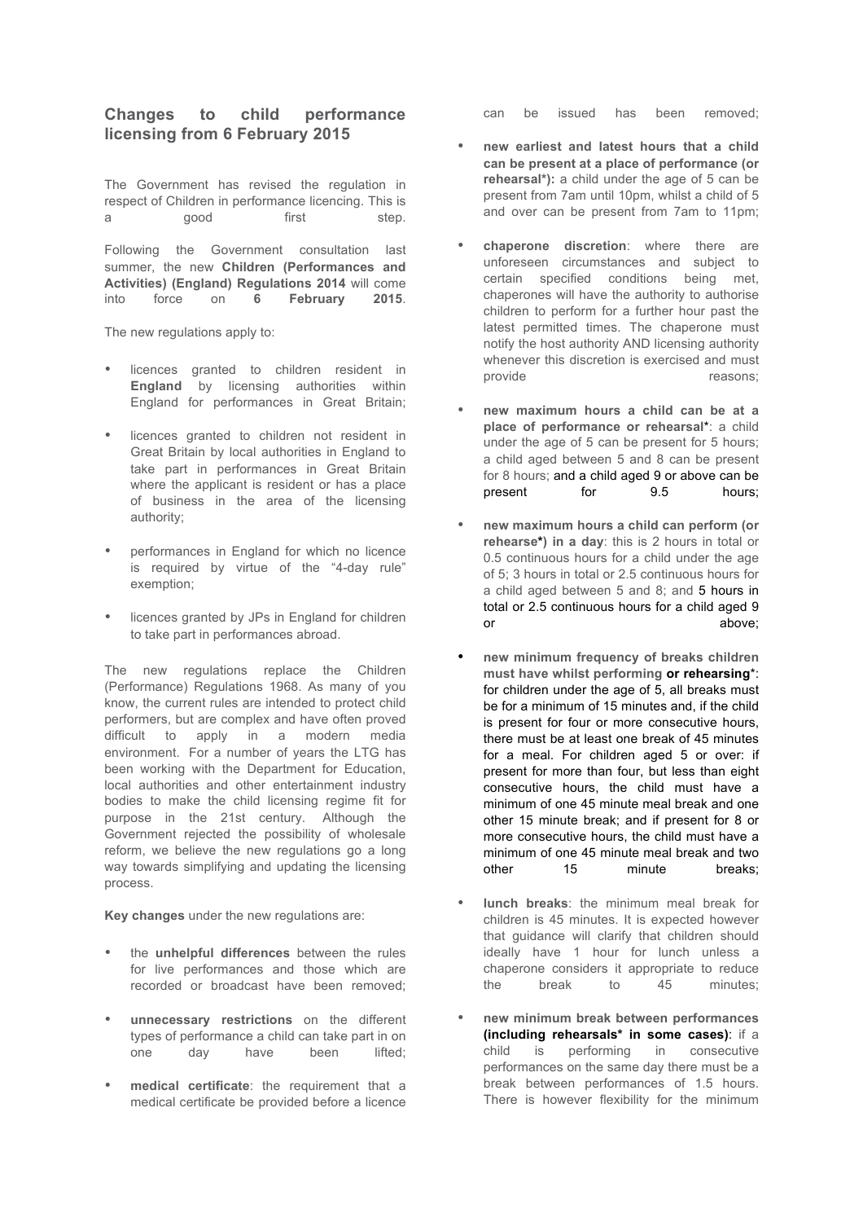## Changes to child performance licensing from 6 February 2015

The Government has revised the regulation in respect of Children in performance licencing. This is a good first step.

Following the Government consultation last summer, the new **Children (Performances and Activities) (England) Regulations 2014** will come into force on **6 February 2015**.

The new regulations apply to:

- licences granted to children resident in **England** by licensing authorities within England for performances in Great Britain;
- licences granted to children not resident in Great Britain by local authorities in England to take part in performances in Great Britain where the applicant is resident or has a place of business in the area of the licensing authority;
- performances in England for which no licence is required by virtue of the "4-day rule" exemption;
- licences granted by JPs in England for children to take part in performances abroad.

The new regulations replace the Children (Performance) Regulations 1968. As many of you know, the current rules are intended to protect child performers, but are complex and have often proved difficult to apply in a modern media environment. For a number of years the LTG has been working with the Department for Education, local authorities and other entertainment industry bodies to make the child licensing regime fit for purpose in the 21st century. Although the Government rejected the possibility of wholesale reform, we believe the new regulations go a long way towards simplifying and updating the licensing process.

**Key changes** under the new regulations are:

- the **unhelpful differences** between the rules for live performances and those which are recorded or broadcast have been removed;
- **unnecessary restrictions** on the different types of performance a child can take part in on one day have been lifted;
- **medical certificate**: the requirement that a medical certificate be provided before a licence can be issued has been removed;
- **new earliest and latest hours that a child can be present at a place of performance (or rehearsal*):** a child under the age of 5 can be present from 7am until 10pm, whilst a child of 5 and over can be present from 7am to 11pm;
- **chaperone discretion**: where there are unforeseen circumstances and subject to certain specified conditions being met, chaperones will have the authority to authorise children to perform for a further hour past the latest permitted times. The chaperone must notify the host authority AND licensing authority whenever this discretion is exercised and must provide reasons;
- **new maximum hours a child can be at a place of performance or rehearsal***: a child under the age of 5 can be present for 5 hours; a child aged between 5 and 8 can be present for 8 hours; and a child aged 9 or above can be present for 9.5 hours;
- **new maximum hours a child can perform (or rehearse*) in a day**: this is 2 hours in total or 0.5 continuous hours for a child under the age of 5; 3 hours in total or 2.5 continuous hours for a child aged between 5 and 8; and 5 hours in total or 2.5 continuous hours for a child aged 9 or above;
- **new minimum frequency of breaks children must have whilst performing or rehearsing***: for children under the age of 5, all breaks must be for a minimum of 15 minutes and, if the child is present for four or more consecutive hours, there must be at least one break of 45 minutes for a meal. For children aged 5 or over: if present for more than four, but less than eight consecutive hours, the child must have a minimum of one 45 minute meal break and one other 15 minute break; and if present for 8 or more consecutive hours, the child must have a minimum of one 45 minute meal break and two other 15 minute breaks;
- **lunch breaks**: the minimum meal break for children is 45 minutes. It is expected however that guidance will clarify that children should ideally have 1 hour for lunch unless a chaperone considers it appropriate to reduce the break to 45 minutes;
- **new minimum break between performances (including rehearsals* in some cases)**: if a child is performing in consecutive performances on the same day there must be a break between performances of 1.5 hours. There is however flexibility for the minimum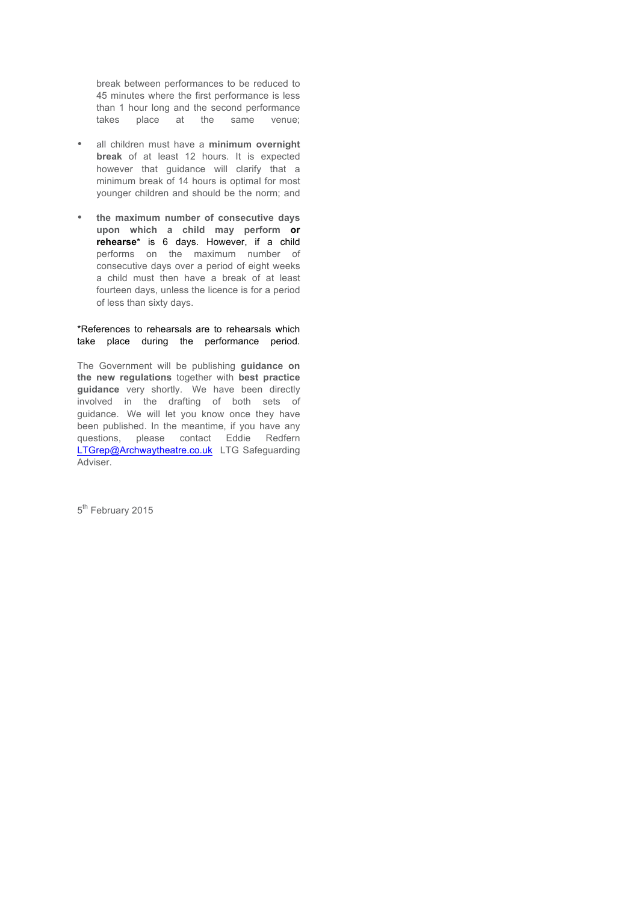break between performances to be reduced to 45 minutes where the first performance is less than 1 hour long and the second performance takes place at the same venue;

- all children must have a **minimum overnight break** of at least 12 hours. It is expected however that guidance will clarify that a minimum break of 14 hours is optimal for most younger children and should be the norm; and

- **the maximum number of consecutive days upon which a child may perform or rehearse*** is 6 days. However, if a child performs on the maximum number of consecutive days over a period of eight weeks a child must then have a break of at least fourteen days, unless the licence is for a period of less than sixty days.

*References to rehearsals are to rehearsals which take place during the performance period.

The Government will be publishing **guidance on the new regulations** together with **best practice guidance** very shortly. We have been directly involved in the drafting of both sets of guidance. We will let you know once they have been published. In the meantime, if you have any questions, please contact Eddie Redfern LTGrep@Archwaytheatre.co.uk LTG Safeguarding Adviser.

5th February 2015